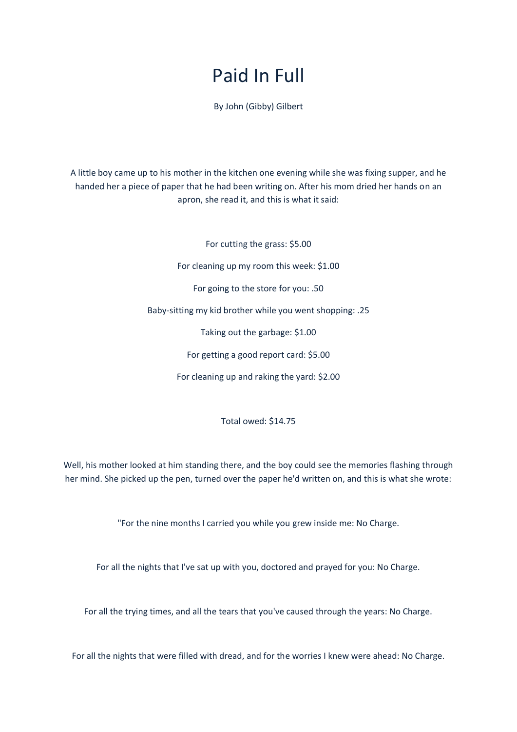# Paid In Full

By John (Gibby) Gilbert

A little boy came up to his mother in the kitchen one evening while she was fixing supper, and he handed her a piece of paper that he had been writing on. After his mom dried her hands on an apron, she read it, and this is what it said:

For cutting the grass: $5.00

For cleaning up my room this week: $1.00

For going to the store for you: .50

Baby-sitting my kid brother while you went shopping: .25

Taking out the garbage: $1.00

For getting a good report card: $5.00

For cleaning up and raking the yard: $2.00

Total owed: $14.75

Well, his mother looked at him standing there, and the boy could see the memories flashing through her mind. She picked up the pen, turned over the paper he'd written on, and this is what she wrote:

"For the nine months I carried you while you grew inside me: No Charge.

For all the nights that I've sat up with you, doctored and prayed for you: No Charge.

For all the trying times, and all the tears that you've caused through the years: No Charge.

For all the nights that were filled with dread, and for the worries I knew were ahead: No Charge.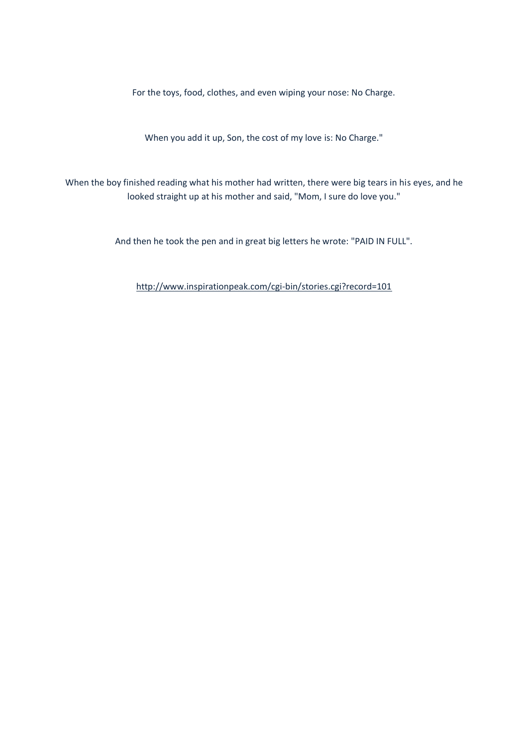For the toys, food, clothes, and even wiping your nose: No Charge.

When you add it up, Son, the cost of my love is: No Charge."

When the boy finished reading what his mother had written, there were big tears in his eyes, and he looked straight up at his mother and said, "Mom, I sure do love you."

And then he took the pen and in great big letters he wrote: "PAID IN FULL".

http://www.inspirationpeak.com/cgi-bin/stories.cgi?record=101